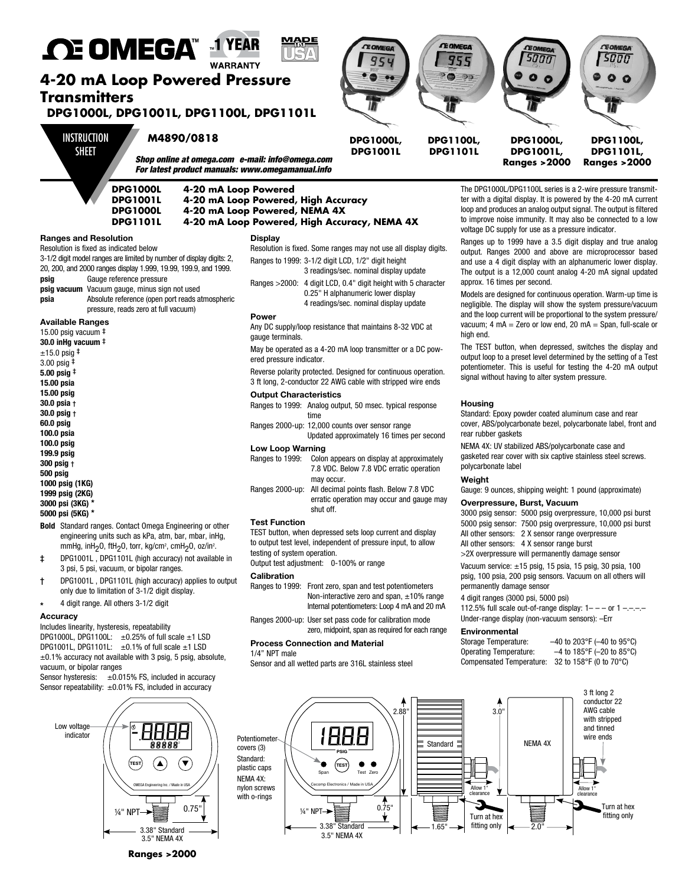# OMEGA™ 1 YEAR WARRANTY — MADE IN USA

# 4-20 mA Loop Powered Pressure Transmitters

## DPG1000L, DPG1001L, DPG1100L, DPG1101L

INSTRUCTION SHEET

**M4890/0818**

*Shop online at omega.com e-mail: info@omega.com*
*For latest product manuals: www.omegamanual.info*

**DPG1000L, DPG1001L** | **DPG1100L, DPG1101L** | **DPG1000L, DPG1001L, Ranges >2000** | **DPG1100L, DPG1101L, Ranges >2000**

| | |
|---|---|
| **DPG1000L** | **4-20 mA Loop Powered** |
| **DPG1001L** | **4-20 mA Loop Powered, High Accuracy** |
| **DPG1000L** | **4-20 mA Loop Powered, NEMA 4X** |
| **DPG1101L** | **4-20 mA Loop Powered, High Accuracy, NEMA 4X** |

The DPG1000L/DPG1100L series is a 2-wire pressure transmitter with a digital display. It is powered by the 4-20 mA current loop and produces an analog output signal. The output is filtered to improve noise immunity. It may also be connected to a low voltage DC supply for use as a pressure indicator.

Ranges up to 1999 have a 3.5 digit display and true analog output. Ranges 2000 and above are microprocessor based and use a 4 digit display with an alphanumeric lower display. The output is a 12,000 count analog 4-20 mA signal updated approx. 16 times per second.

Models are designed for continuous operation. Warm-up time is negligible. The display will show the system pressure/vacuum and the loop current will be proportional to the system pressure/vacuum; 4 mA = Zero or low end, 20 mA = Span, full-scale or high end.

The TEST button, when depressed, switches the display and output loop to a preset level determined by the setting of a Test potentiometer. This is useful for testing the 4-20 mA output signal without having to alter system pressure.

### Ranges and Resolution

Resolution is fixed as indicated below

3-1/2 digit model ranges are limited by number of display digits: 2, 20, 200, and 2000 ranges display 1.999, 19.99, 199.9, and 1999.

| | |
|---|---|
| **psig** | Gauge reference pressure |
| **psig vacuum** | Vacuum gauge, minus sign not used |
| **psia** | Absolute reference (open port reads atmospheric pressure, reads zero at full vacuum) |

### Available Ranges

15.00 psig vacuum ‡
**30.0 inHg vacuum** ‡
±15.0 psig ‡
3.00 psig ‡
**5.00 psig** ‡
**15.00 psia**
**15.00 psig**
**30.0 psia** †
**30.0 psig** †
**60.0 psig**
**100.0 psia**
**100.0 psig**
**199.9 psig**
**300 psig** †
**500 psig**
**1000 psig (1KG)**
**1999 psig (2KG)**
**3000 psi (3KG)** *
**5000 psi (5KG)** *

**Bold** Standard ranges. Contact Omega Engineering or other engineering units such as kPa, atm, bar, mbar, inHg, mmHg, $inH_2O$, $ftH_2O$, torr, $kg/cm^2$, $cmH_2O$, $oz/in^2$.

‡ DPG1001L , DPG1101L (high accuracy) not available in 3 psi, 5 psi, vacuum, or bipolar ranges.

† DPG1001L , DPG1101L (high accuracy) applies to output only due to limitation of 3-1/2 digit display.

\* 4 digit range. All others 3-1/2 digit

### Accuracy

Includes linearity, hysteresis, repeatability
DPG1000L, DPG1100L: ±0.25% of full scale ±1 LSD
DPG1001L, DPG1101L: ±0.1% of full scale ±1 LSD
±0.1% accuracy not available with 3 psig, 5 psig, absolute, vacuum, or bipolar ranges
Sensor hysteresis: ±0.015% FS, included in accuracy
Sensor repeatability: ±0.01% FS, included in accuracy

### Display

Resolution is fixed. Some ranges may not use all display digits.

Ranges to 1999: 3-1/2 digit LCD, 1/2" digit height; 3 readings/sec. nominal display update

Ranges >2000: 4 digit LCD, 0.4" digit height with 5 character 0.25" H alphanumeric lower display; 4 readings/sec. nominal display update

### Power

Any DC supply/loop resistance that maintains 8-32 VDC at gauge terminals.

May be operated as a 4-20 mA loop transmitter or a DC powered pressure indicator.

Reverse polarity protected. Designed for continuous operation. 3 ft long, 2-conductor 22 AWG cable with stripped wire ends

### Output Characteristics

Ranges to 1999: Analog output, 50 msec. typical response time

Ranges 2000-up: 12,000 counts over sensor range; Updated approximately 16 times per second

### Low Loop Warning

Ranges to 1999: Colon appears on display at approximately 7.8 VDC. Below 7.8 VDC erratic operation may occur.

Ranges 2000-up: All decimal points flash. Below 7.8 VDC erratic operation may occur and gauge may shut off.

### Test Function

TEST button, when depressed sets loop current and display to output test level, independent of pressure input, to allow testing of system operation.
Output test adjustment: 0-100% or range

### Calibration

Ranges to 1999: Front zero, span and test potentiometers; Non-interactive zero and span, ±10% range; Internal potentiometers: Loop 4 mA and 20 mA

Ranges 2000-up: User set pass code for calibration mode; zero, midpoint, span as required for each range

### Process Connection and Material

1/4" NPT male
Sensor and all wetted parts are 316L stainless steel

### Housing

Standard: Epoxy powder coated aluminum case and rear cover, ABS/polycarbonate bezel, polycarbonate label, front and rear rubber gaskets

NEMA 4X: UV stabilized ABS/polycarbonate case and gasketed rear cover with six captive stainless steel screws. polycarbonate label

### Weight

Gauge: 9 ounces, shipping weight: 1 pound (approximate)

### Overpressure, Burst, Vacuum

3000 psig sensor: 5000 psig overpressure, 10,000 psi burst
5000 psig sensor: 7500 psig overpressure, 10,000 psi burst
All other sensors: 2 X sensor range overpressure
All other sensors: 4 X sensor range burst
>2X overpressure will permanently damage sensor

Vacuum service: ±15 psig, 15 psia, 15 psig, 30 psia, 100 psig, 100 psia, 200 psig sensors. Vacuum on all others will permanently damage sensor

4 digit ranges (3000 psi, 5000 psi)
112.5% full scale out-of-range display: 1– – – or 1 –.–.–.–
Under-range display (non-vacuum sensors): –Err

### Environmental

Storage Temperature: –40 to 203°F (–40 to 95°C)
Operating Temperature: –4 to 185°F (–20 to 85°C)
Compensated Temperature: 32 to 158°F (0 to 70°C)

Low voltage indicator; TEST; OMEGA Engineering Inc. / Made in USA; ¼" NPT; 0.75"; 3.38" Standard; 3.5" NEMA 4X

**Ranges >2000**

Potentiometer covers (3); Standard: plastic caps; NEMA 4X: nylon screws with o-rings; 1888 PSIG; Span; TEST; Test; Zero; Cecomp Electronics / Made in USA; ¼" NPT; 0.75"; 3.38" Standard; 3.5" NEMA 4X; 2.88"; Standard; Allow 1" clearance; Turn at hex fitting only; 1.65"; 3.0"; NEMA 4X; 3 ft long 2 conductor 22 AWG cable with stripped and tinned wire ends; Allow 1" clearance; Turn at hex fitting only; 2.0"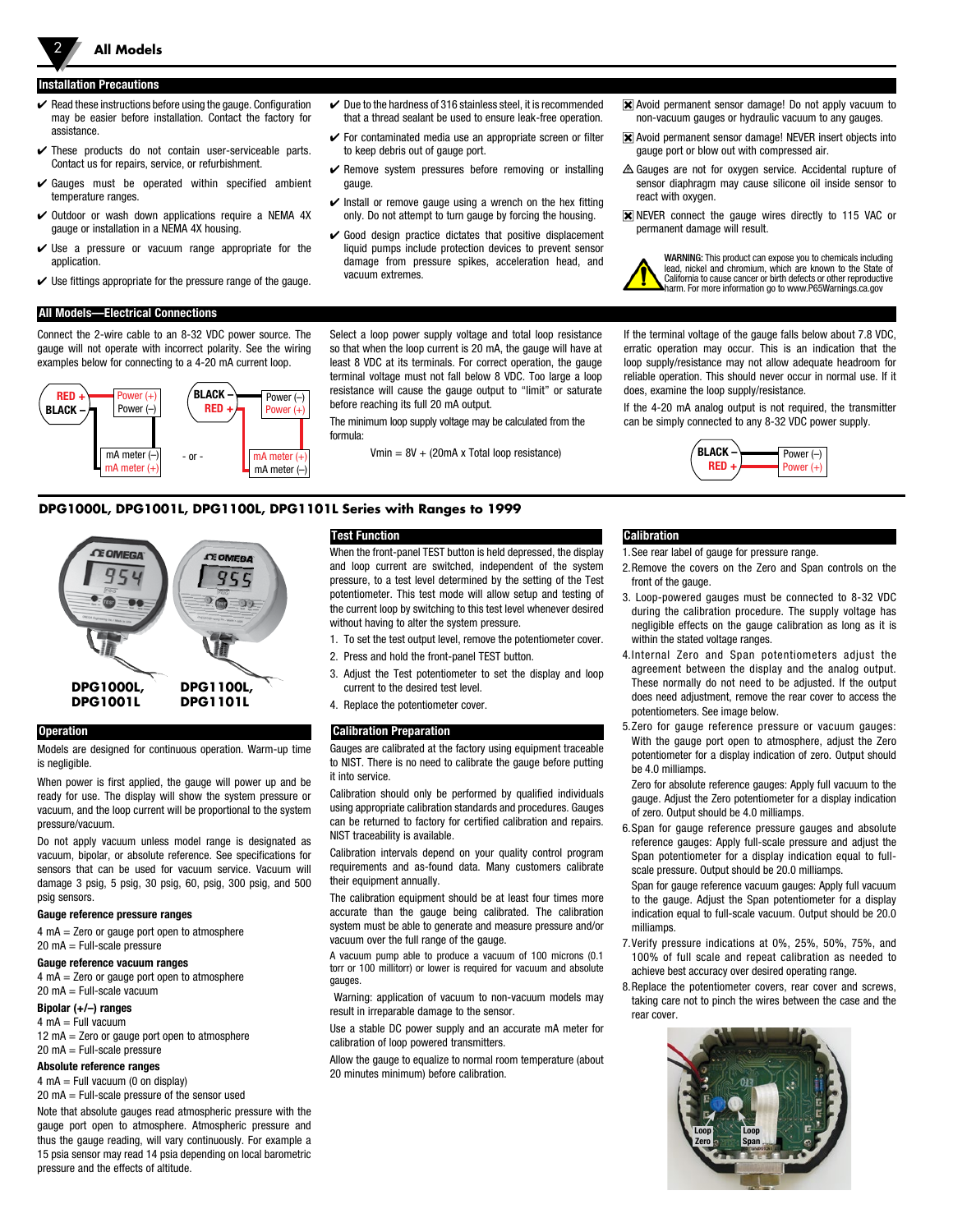# All Models

## Installation Precautions

- ✔ Read these instructions before using the gauge. Configuration may be easier before installation. Contact the factory for assistance.
- ✔ These products do not contain user-serviceable parts. Contact us for repairs, service, or refurbishment.
- ✔ Gauges must be operated within specified ambient temperature ranges.
- ✔ Outdoor or wash down applications require a NEMA 4X gauge or installation in a NEMA 4X housing.
- ✔ Use a pressure or vacuum range appropriate for the application.
- ✔ Use fittings appropriate for the pressure range of the gauge.
- ✔ Due to the hardness of 316 stainless steel, it is recommended that a thread sealant be used to ensure leak-free operation.
- ✔ For contaminated media use an appropriate screen or filter to keep debris out of gauge port.
- ✔ Remove system pressures before removing or installing gauge.
- ✔ Install or remove gauge using a wrench on the hex fitting only. Do not attempt to turn gauge by forcing the housing.
- ✔ Good design practice dictates that positive displacement liquid pumps include protection devices to prevent sensor damage from pressure spikes, acceleration head, and vacuum extremes.
- ☒ Avoid permanent sensor damage! Do not apply vacuum to non-vacuum gauges or hydraulic vacuum to any gauges.
- ☒ Avoid permanent sensor damage! NEVER insert objects into gauge port or blow out with compressed air.
- ⚠ Gauges are not for oxygen service. Accidental rupture of sensor diaphragm may cause silicone oil inside sensor to react with oxygen.
- ☒ NEVER connect the gauge wires directly to 115 VAC or permanent damage will result.

**WARNING:** This product can expose you to chemicals including lead, nickel and chromium, which are known to the State of California to cause cancer or birth defects or other reproductive harm. For more information go to www.P65Warnings.ca.gov

## All Models—Electrical Connections

Connect the 2-wire cable to an 8-32 VDC power source. The gauge will not operate with incorrect polarity. See the wiring examples below for connecting to a 4-20 mA current loop.

RED + → Power (+); BLACK – → Power (–); mA meter (–); mA meter (+)

- or -

BLACK – → Power (–); RED + → Power (+); mA meter (+); mA meter (–)

Select a loop power supply voltage and total loop resistance so that when the loop current is 20 mA, the gauge will have at least 8 VDC at its terminals. For correct operation, the gauge terminal voltage must not fall below 8 VDC. Too large a loop resistance will cause the gauge output to "limit" or saturate before reaching its full 20 mA output.

The minimum loop supply voltage may be calculated from the formula:

$$V_{min} = 8V + (20mA \times \text{Total loop resistance})$$

If the terminal voltage of the gauge falls below about 7.8 VDC, erratic operation may occur. This is an indication that the loop supply/resistance may not allow adequate headroom for reliable operation. This should never occur in normal use. If it does, examine the loop supply/resistance.

If the 4-20 mA analog output is not required, the transmitter can be simply connected to any 8-32 VDC power supply.

BLACK – → Power (–); RED + → Power (+)

## DPG1000L, DPG1001L, DPG1100L, DPG1101L Series with Ranges to 1999

**DPG1000L, DPG1001L** &nbsp;&nbsp; **DPG1100L, DPG1101L**

### Operation

Models are designed for continuous operation. Warm-up time is negligible.

When power is first applied, the gauge will power up and be ready for use. The display will show the system pressure or vacuum, and the loop current will be proportional to the system pressure/vacuum.

Do not apply vacuum unless model range is designated as vacuum, bipolar, or absolute reference. See specifications for sensors that can be used for vacuum service. Vacuum will damage 3 psig, 5 psig, 30 psig, 60, psig, 300 psig, and 500 psig sensors.

**Gauge reference pressure ranges**

4 mA = Zero or gauge port open to atmosphere
20 mA = Full-scale pressure

**Gauge reference vacuum ranges**

4 mA = Zero or gauge port open to atmosphere
20 mA = Full-scale vacuum

**Bipolar (+/–) ranges**

4 mA = Full vacuum
12 mA = Zero or gauge port open to atmosphere
20 mA = Full-scale pressure

**Absolute reference ranges**

4 mA = Full vacuum (0 on display)
20 mA = Full-scale pressure of the sensor used

Note that absolute gauges read atmospheric pressure with the gauge port open to atmosphere. Atmospheric pressure and thus the gauge reading, will vary continuously. For example a 15 psia sensor may read 14 psia depending on local barometric pressure and the effects of altitude.

### Test Function

When the front-panel TEST button is held depressed, the display and loop current are switched, independent of the system pressure, to a test level determined by the setting of the Test potentiometer. This test mode will allow setup and testing of the current loop by switching to this test level whenever desired without having to alter the system pressure.

1. To set the test output level, remove the potentiometer cover.
2. Press and hold the front-panel TEST button.
3. Adjust the Test potentiometer to set the display and loop current to the desired test level.
4. Replace the potentiometer cover.

### Calibration Preparation

Gauges are calibrated at the factory using equipment traceable to NIST. There is no need to calibrate the gauge before putting it into service.

Calibration should only be performed by qualified individuals using appropriate calibration standards and procedures. Gauges can be returned to factory for certified calibration and repairs. NIST traceability is available.

Calibration intervals depend on your quality control program requirements and as-found data. Many customers calibrate their equipment annually.

The calibration equipment should be at least four times more accurate than the gauge being calibrated. The calibration system must be able to generate and measure pressure and/or vacuum over the full range of the gauge.

A vacuum pump able to produce a vacuum of 100 microns (0.1 torr or 100 millitorr) or lower is required for vacuum and absolute gauges.

Warning: application of vacuum to non-vacuum models may result in irreparable damage to the sensor.

Use a stable DC power supply and an accurate mA meter for calibration of loop powered transmitters.

Allow the gauge to equalize to normal room temperature (about 20 minutes minimum) before calibration.

### Calibration

1. See rear label of gauge for pressure range.
2. Remove the covers on the Zero and Span controls on the front of the gauge.
3. Loop-powered gauges must be connected to 8-32 VDC during the calibration procedure. The supply voltage has negligible effects on the gauge calibration as long as it is within the stated voltage ranges.
4. Internal Zero and Span potentiometers adjust the agreement between the display and the analog output. These normally do not need to be adjusted. If the output does need adjustment, remove the rear cover to access the potentiometers. See image below.
5. Zero for gauge reference pressure or vacuum gauges: With the gauge port open to atmosphere, adjust the Zero potentiometer for a display indication of zero. Output should be 4.0 milliamps.

   Zero for absolute reference gauges: Apply full vacuum to the gauge. Adjust the Zero potentiometer for a display indication of zero. Output should be 4.0 milliamps.
6. Span for gauge reference pressure gauges and absolute reference gauges: Apply full-scale pressure and adjust the Span potentiometer for a display indication equal to full-scale pressure. Output should be 20.0 milliamps.

   Span for gauge reference vacuum gauges: Apply full vacuum to the gauge. Adjust the Span potentiometer for a display indication equal to full-scale vacuum. Output should be 20.0 milliamps.
7. Verify pressure indications at 0%, 25%, 50%, 75%, and 100% of full scale and repeat calibration as needed to achieve best accuracy over desired operating range.
8. Replace the potentiometer covers, rear cover and screws, taking care not to pinch the wires between the case and the rear cover.

Loop Zero &nbsp;&nbsp; Loop Span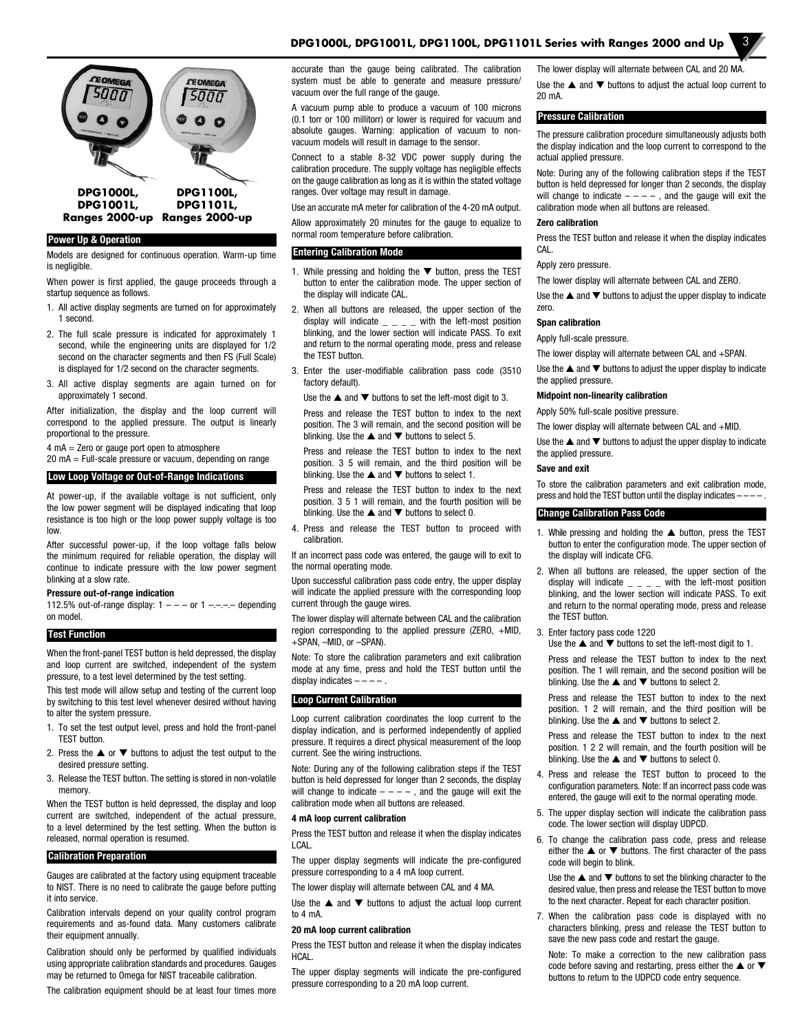DPG1000L, DPG1001L, Ranges 2000-up

DPG1100L, DPG1101L, Ranges 2000-up

## Power Up & Operation

Models are designed for continuous operation. Warm-up time is negligible.

When power is first applied, the gauge proceeds through a startup sequence as follows.

1. All active display segments are turned on for approximately 1 second.
2. The full scale pressure is indicated for approximately 1 second, while the engineering units are displayed for 1/2 second on the character segments and then FS (Full Scale) is displayed for 1/2 second on the character segments.
3. All active display segments are again turned on for approximately 1 second.

After initialization, the display and the loop current will correspond to the applied pressure. The output is linearly proportional to the pressure.

4 mA = Zero or gauge port open to atmosphere
20 mA = Full-scale pressure or vacuum, depending on range

## Low Loop Voltage or Out-of-Range Indications

At power-up, if the available voltage is not sufficient, only the low power segment will be displayed indicating that loop resistance is too high or the loop power supply voltage is too low.

After successful power-up, if the loop voltage falls below the minimum required for reliable operation, the display will continue to indicate pressure with the low power segment blinking at a slow rate.

**Pressure out-of-range indication**

112.5% out-of-range display: 1 – – – or 1 –.–.–.– depending on model.

## Test Function

When the front-panel TEST button is held depressed, the display and loop current are switched, independent of the system pressure, to a test level determined by the test setting.

This test mode will allow setup and testing of the current loop by switching to this test level whenever desired without having to alter the system pressure.

1. To set the test output level, press and hold the front-panel TEST button.
2. Press the ▲ or ▼ buttons to adjust the test output to the desired pressure setting.
3. Release the TEST button. The setting is stored in non-volatile memory.

When the TEST button is held depressed, the display and loop current are switched, independent of the actual pressure, to a level determined by the test setting. When the button is released, normal operation is resumed.

## Calibration Preparation

Gauges are calibrated at the factory using equipment traceable to NIST. There is no need to calibrate the gauge before putting it into service.

Calibration intervals depend on your quality control program requirements and as-found data. Many customers calibrate their equipment annually.

Calibration should only be performed by qualified individuals using appropriate calibration standards and procedures. Gauges may be returned to Omega for NIST traceabile calibration.

The calibration equipment should be at least four times more accurate than the gauge being calibrated. The calibration system must be able to generate and measure pressure/vacuum over the full range of the gauge.

A vacuum pump able to produce a vacuum of 100 microns (0.1 torr or 100 millitorr) or lower is required for vacuum and absolute gauges. Warning: application of vacuum to non-vacuum models will result in damage to the sensor.

Connect to a stable 8-32 VDC power supply during the calibration procedure. The supply voltage has negligible effects on the gauge calibration as long as it is within the stated voltage ranges. Over voltage may result in damage.

Use an accurate mA meter for calibration of the 4-20 mA output.

Allow approximately 20 minutes for the gauge to equalize to normal room temperature before calibration.

## Entering Calibration Mode

1. While pressing and holding the ▼ button, press the TEST button to enter the calibration mode. The upper section of the display will indicate CAL.
2. When all buttons are released, the upper section of the display will indicate _ _ _ _ with the left-most position blinking, and the lower section will indicate PASS. To exit and return to the normal operating mode, press and release the TEST button.
3. Enter the user-modifiable calibration pass code (3510 factory default).

   Use the ▲ and ▼ buttons to set the left-most digit to 3.

   Press and release the TEST button to index to the next position. The 3 will remain, and the second position will be blinking. Use the ▲ and ▼ buttons to select 5.

   Press and release the TEST button to index to the next position. 3 5 will remain, and the third position will be blinking. Use the ▲ and ▼ buttons to select 1.

   Press and release the TEST button to index to the next position. 3 5 1 will remain, and the fourth position will be blinking. Use the ▲ and ▼ buttons to select 0.
4. Press and release the TEST button to proceed with calibration.

If an incorrect pass code was entered, the gauge will to exit to the normal operating mode.

Upon successful calibration pass code entry, the upper display will indicate the applied pressure with the corresponding loop current through the gauge wires.

The lower display will alternate between CAL and the calibration region corresponding to the applied pressure (ZERO, +MID, +SPAN, –MID, or –SPAN).

Note: To store the calibration parameters and exit calibration mode at any time, press and hold the TEST button until the display indicates – – – – .

## Loop Current Calibration

Loop current calibration coordinates the loop current to the display indication, and is performed independently of applied pressure. It requires a direct physical measurement of the loop current. See the wiring instructions.

Note: During any of the following calibration steps if the TEST button is held depressed for longer than 2 seconds, the display will change to indicate – – – – , and the gauge will exit the calibration mode when all buttons are released.

**4 mA loop current calibration**

Press the TEST button and release it when the display indicates LCAL.

The upper display segments will indicate the pre-configured pressure corresponding to a 4 mA loop current.

The lower display will alternate between CAL and 4 MA.

Use the ▲ and ▼ buttons to adjust the actual loop current to 4 mA.

**20 mA loop current calibration**

Press the TEST button and release it when the display indicates HCAL.

The upper display segments will indicate the pre-configured pressure corresponding to a 20 mA loop current.

The lower display will alternate between CAL and 20 MA.

Use the ▲ and ▼ buttons to adjust the actual loop current to 20 mA.

## Pressure Calibration

The pressure calibration procedure simultaneously adjusts both the display indication and the loop current to correspond to the actual applied pressure.

Note: During any of the following calibration steps if the TEST button is held depressed for longer than 2 seconds, the display will change to indicate – – – – , and the gauge will exit the calibration mode when all buttons are released.

**Zero calibration**

Press the TEST button and release it when the display indicates CAL.

Apply zero pressure.

The lower display will alternate between CAL and ZERO.

Use the ▲ and ▼ buttons to adjust the upper display to indicate zero.

**Span calibration**

Apply full-scale pressure.

The lower display will alternate between CAL and +SPAN.

Use the ▲ and ▼ buttons to adjust the upper display to indicate the applied pressure.

**Midpoint non-linearity calibration**

Apply 50% full-scale positive pressure.

The lower display will alternate between CAL and +MID.

Use the ▲ and ▼ buttons to adjust the upper display to indicate the applied pressure.

**Save and exit**

To store the calibration parameters and exit calibration mode, press and hold the TEST button until the display indicates – – – – .

## Change Calibration Pass Code

1. While pressing and holding the ▲ button, press the TEST button to enter the configuration mode. The upper section of the display will indicate CFG.
2. When all buttons are released, the upper section of the display will indicate _ _ _ _ with the left-most position blinking, and the lower section will indicate PASS. To exit and return to the normal operating mode, press and release the TEST button.
3. Enter factory pass code 1220

   Use the ▲ and ▼ buttons to set the left-most digit to 1.

   Press and release the TEST button to index to the next position. The 1 will remain, and the second position will be blinking. Use the ▲ and ▼ buttons to select 2.

   Press and release the TEST button to index to the next position. 1 2 will remain, and the third position will be blinking. Use the ▲ and ▼ buttons to select 2.

   Press and release the TEST button to index to the next position. 1 2 2 will remain, and the fourth position will be blinking. Use the ▲ and ▼ buttons to select 0.
4. Press and release the TEST button to proceed to the configuration parameters. Note: If an incorrect pass code was entered, the gauge will exit to the normal operating mode.
5. The upper display section will indicate the calibration pass code. The lower section will display UDPCD.
6. To change the calibration pass code, press and release either the ▲ or ▼ buttons. The first character of the pass code will begin to blink.

   Use the ▲ and ▼ buttons to set the blinking character to the desired value, then press and release the TEST button to move to the next character. Repeat for each character position.
7. When the calibration pass code is displayed with no characters blinking, press and release the TEST button to save the new pass code and restart the gauge.

   Note: To make a correction to the new calibration pass code before saving and restarting, press either the ▲ or ▼ buttons to return to the UDPCD code entry sequence.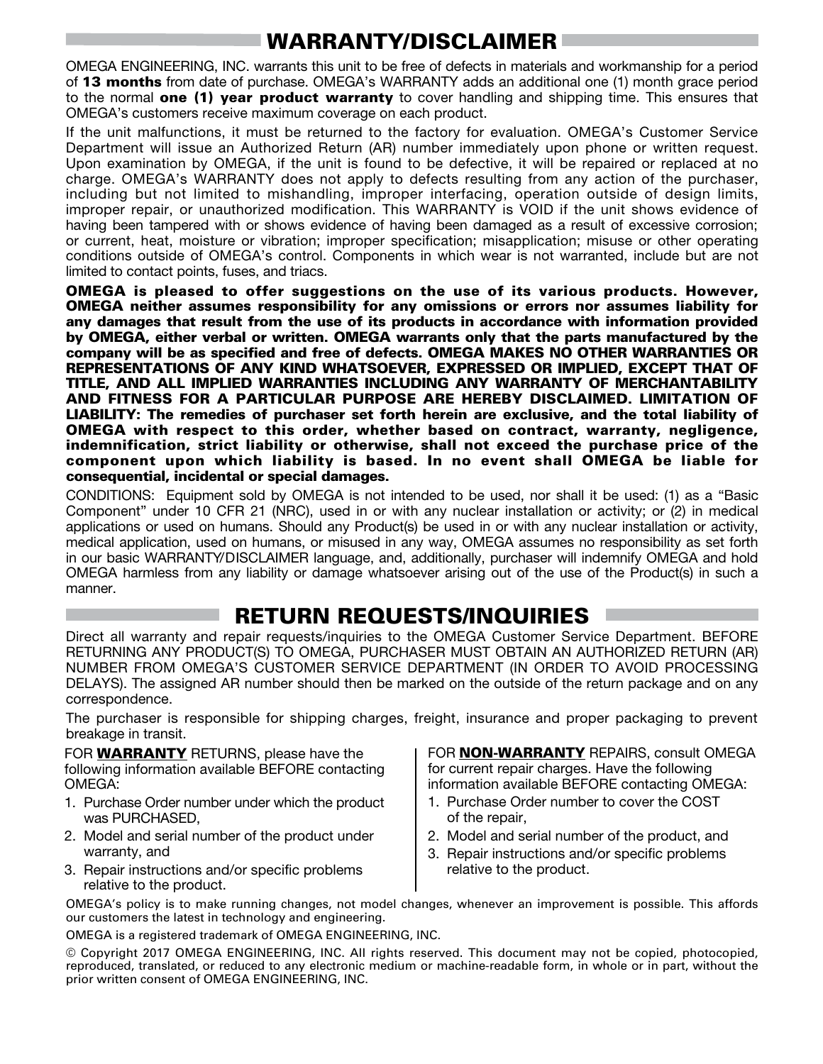## WARRANTY/DISCLAIMER

OMEGA ENGINEERING, INC. warrants this unit to be free of defects in materials and workmanship for a period of **13 months** from date of purchase. OMEGA's WARRANTY adds an additional one (1) month grace period to the normal **one (1) year product warranty** to cover handling and shipping time. This ensures that OMEGA's customers receive maximum coverage on each product.

If the unit malfunctions, it must be returned to the factory for evaluation. OMEGA's Customer Service Department will issue an Authorized Return (AR) number immediately upon phone or written request. Upon examination by OMEGA, if the unit is found to be defective, it will be repaired or replaced at no charge. OMEGA's WARRANTY does not apply to defects resulting from any action of the purchaser, including but not limited to mishandling, improper interfacing, operation outside of design limits, improper repair, or unauthorized modification. This WARRANTY is VOID if the unit shows evidence of having been tampered with or shows evidence of having been damaged as a result of excessive corrosion; or current, heat, moisture or vibration; improper specification; misapplication; misuse or other operating conditions outside of OMEGA's control. Components in which wear is not warranted, include but are not limited to contact points, fuses, and triacs.

**OMEGA is pleased to offer suggestions on the use of its various products. However, OMEGA neither assumes responsibility for any omissions or errors nor assumes liability for any damages that result from the use of its products in accordance with information provided by OMEGA, either verbal or written. OMEGA warrants only that the parts manufactured by the company will be as specified and free of defects. OMEGA MAKES NO OTHER WARRANTIES OR REPRESENTATIONS OF ANY KIND WHATSOEVER, EXPRESSED OR IMPLIED, EXCEPT THAT OF TITLE, AND ALL IMPLIED WARRANTIES INCLUDING ANY WARRANTY OF MERCHANTABILITY AND FITNESS FOR A PARTICULAR PURPOSE ARE HEREBY DISCLAIMED. LIMITATION OF LIABILITY: The remedies of purchaser set forth herein are exclusive, and the total liability of OMEGA with respect to this order, whether based on contract, warranty, negligence, indemnification, strict liability or otherwise, shall not exceed the purchase price of the component upon which liability is based. In no event shall OMEGA be liable for consequential, incidental or special damages.**

CONDITIONS: Equipment sold by OMEGA is not intended to be used, nor shall it be used: (1) as a "Basic Component" under 10 CFR 21 (NRC), used in or with any nuclear installation or activity; or (2) in medical applications or used on humans. Should any Product(s) be used in or with any nuclear installation or activity, medical application, used on humans, or misused in any way, OMEGA assumes no responsibility as set forth in our basic WARRANTY/DISCLAIMER language, and, additionally, purchaser will indemnify OMEGA and hold OMEGA harmless from any liability or damage whatsoever arising out of the use of the Product(s) in such a manner.

## RETURN REQUESTS/INQUIRIES

Direct all warranty and repair requests/inquiries to the OMEGA Customer Service Department. BEFORE RETURNING ANY PRODUCT(S) TO OMEGA, PURCHASER MUST OBTAIN AN AUTHORIZED RETURN (AR) NUMBER FROM OMEGA'S CUSTOMER SERVICE DEPARTMENT (IN ORDER TO AVOID PROCESSING DELAYS). The assigned AR number should then be marked on the outside of the return package and on any correspondence.

The purchaser is responsible for shipping charges, freight, insurance and proper packaging to prevent breakage in transit.

FOR **WARRANTY** RETURNS, please have the following information available BEFORE contacting OMEGA:

1. Purchase Order number under which the product was PURCHASED,
2. Model and serial number of the product under warranty, and
3. Repair instructions and/or specific problems relative to the product.

FOR **NON-WARRANTY** REPAIRS, consult OMEGA for current repair charges. Have the following information available BEFORE contacting OMEGA:

1. Purchase Order number to cover the COST of the repair,
2. Model and serial number of the product, and
3. Repair instructions and/or specific problems relative to the product.

OMEGA's policy is to make running changes, not model changes, whenever an improvement is possible. This affords our customers the latest in technology and engineering.

OMEGA is a registered trademark of OMEGA ENGINEERING, INC.

© Copyright 2017 OMEGA ENGINEERING, INC. All rights reserved. This document may not be copied, photocopied, reproduced, translated, or reduced to any electronic medium or machine-readable form, in whole or in part, without the prior written consent of OMEGA ENGINEERING, INC.